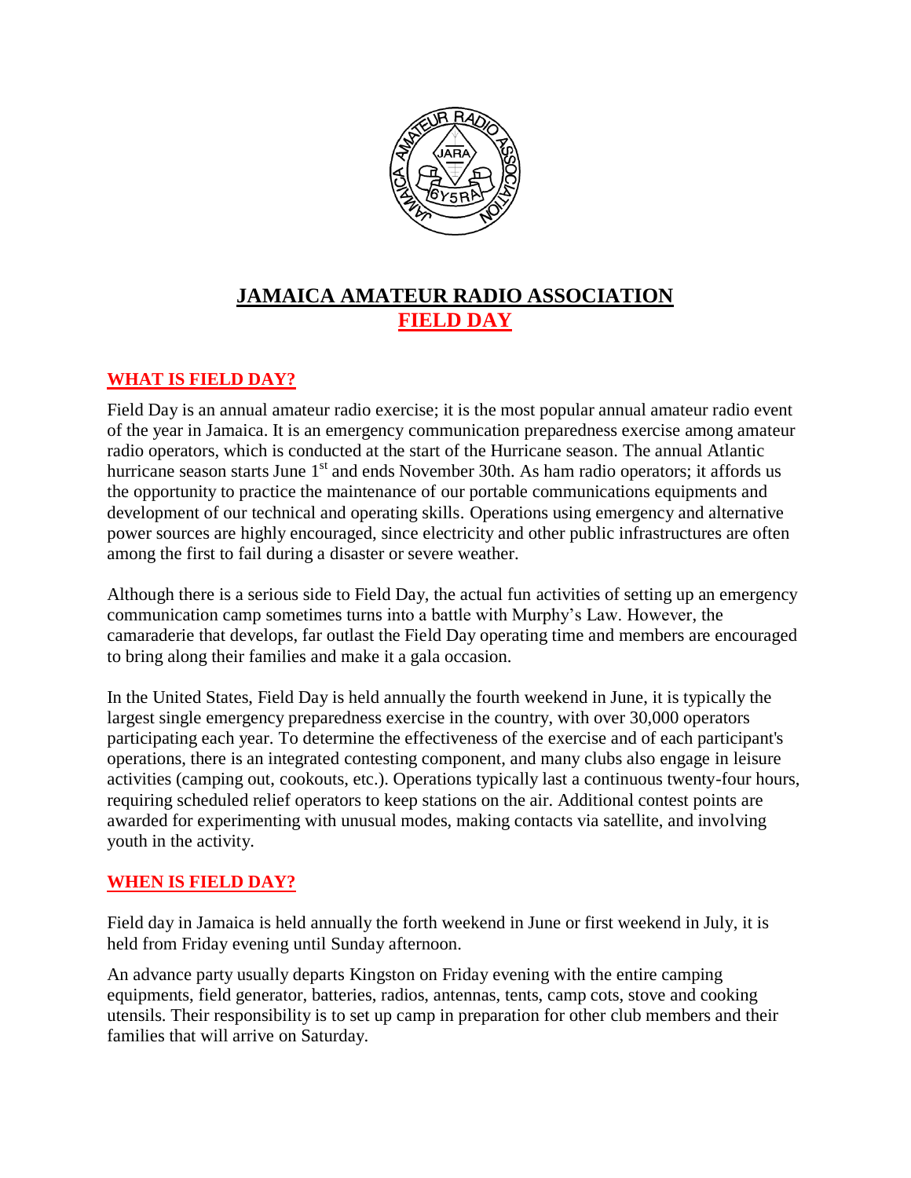# JAMAICA AMATEUR RADIO ASSOCIATION

## FIELD DAY

### WHAT IS FIELD DAY?

Field Day is an annual amateur radio exercise; it is the most popular annual amateur radio event of the year in Jamaica. It is an emergency communication preparedness exercise among amateur radio operators, which is conducted at the start of the Hurricane season. The annual Atlantic hurricane season starts June 1st and ends November 30th. As ham radio operators; it affords us the opportunity to practice the maintenance of our portable communications equipments and development of our technical and operating skills. Operations using emergency and alternative power sources are highly encouraged, since electricity and other public infrastructures are often among the first to fail during a disaster or severe weather.

Although there is a serious side to Field Day, the actual fun activities of setting up an emergency communication camp sometimes turns into a battle with Murphy's Law. However, the camaraderie that develops, far outlast the Field Day operating time and members are encouraged to bring along their families and make it a gala occasion.

In the United States, Field Day is held annually the fourth weekend in June, it is typically the largest single emergency preparedness exercise in the country, with over 30,000 operators participating each year. To determine the effectiveness of the exercise and of each participant's operations, there is an integrated contesting component, and many clubs also engage in leisure activities (camping out, cookouts, etc.). Operations typically last a continuous twenty-four hours, requiring scheduled relief operators to keep stations on the air. Additional contest points are awarded for experimenting with unusual modes, making contacts via satellite, and involving youth in the activity.

### WHEN IS FIELD DAY?

Field day in Jamaica is held annually the forth weekend in June or first weekend in July, it is held from Friday evening until Sunday afternoon.

An advance party usually departs Kingston on Friday evening with the entire camping equipments, field generator, batteries, radios, antennas, tents, camp cots, stove and cooking utensils. Their responsibility is to set up camp in preparation for other club members and their families that will arrive on Saturday.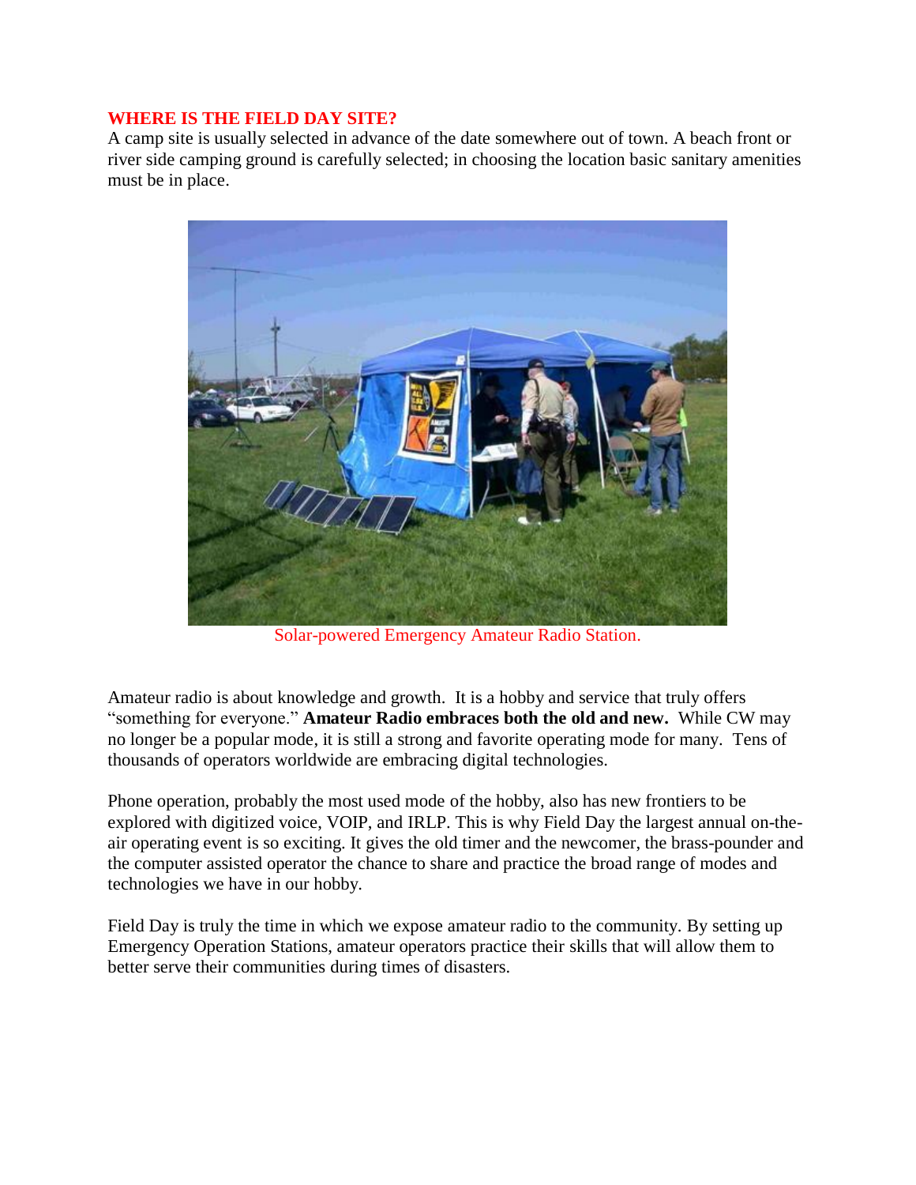## WHERE IS THE FIELD DAY SITE?

A camp site is usually selected in advance of the date somewhere out of town. A beach front or river side camping ground is carefully selected; in choosing the location basic sanitary amenities must be in place.

Solar-powered Emergency Amateur Radio Station.

Amateur radio is about knowledge and growth. It is a hobby and service that truly offers "something for everyone." **Amateur Radio embraces both the old and new.** While CW may no longer be a popular mode, it is still a strong and favorite operating mode for many. Tens of thousands of operators worldwide are embracing digital technologies.

Phone operation, probably the most used mode of the hobby, also has new frontiers to be explored with digitized voice, VOIP, and IRLP. This is why Field Day the largest annual on-the-air operating event is so exciting. It gives the old timer and the newcomer, the brass-pounder and the computer assisted operator the chance to share and practice the broad range of modes and technologies we have in our hobby.

Field Day is truly the time in which we expose amateur radio to the community. By setting up Emergency Operation Stations, amateur operators practice their skills that will allow them to better serve their communities during times of disasters.